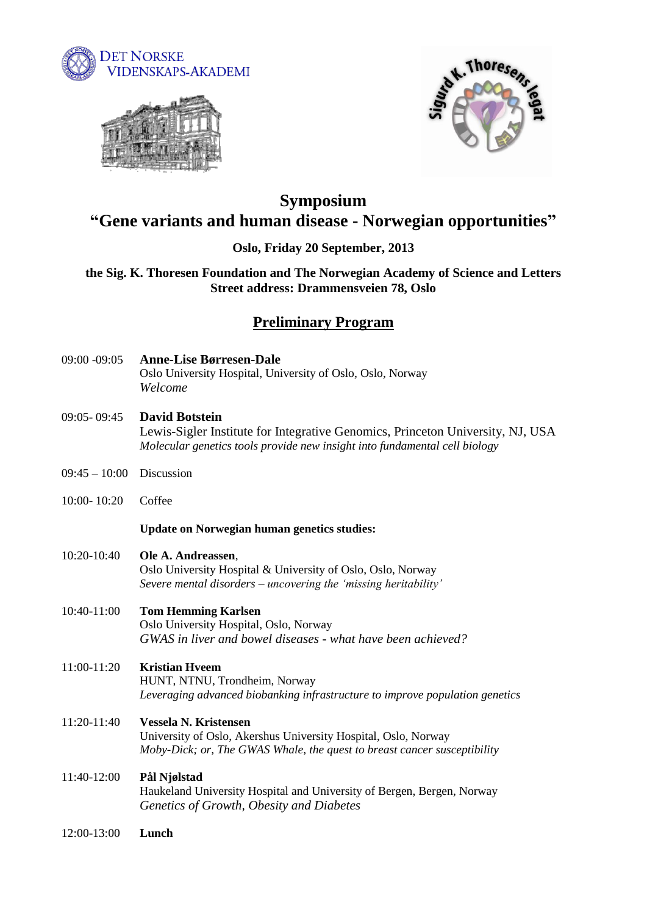# Symposium

# "Gene variants and human disease - Norwegian opportunities"

**Oslo, Friday 20 September, 2013**

**the Sig. K. Thoresen Foundation and The Norwegian Academy of Science and Letters**
**Street address: Drammensveien 78, Oslo**

## Preliminary Program

09:00 -09:05 **Anne-Lise Børresen-Dale**
Oslo University Hospital, University of Oslo, Oslo, Norway
*Welcome*

09:05- 09:45 **David Botstein**
Lewis-Sigler Institute for Integrative Genomics, Princeton University, NJ, USA
*Molecular genetics tools provide new insight into fundamental cell biology*

09:45 – 10:00 Discussion

10:00- 10:20 Coffee

**Update on Norwegian human genetics studies:**

10:20-10:40 **Ole A. Andreassen**,
Oslo University Hospital & University of Oslo, Oslo, Norway
*Severe mental disorders – uncovering the 'missing heritability'*

10:40-11:00 **Tom Hemming Karlsen**
Oslo University Hospital, Oslo, Norway
*GWAS in liver and bowel diseases - what have been achieved?*

11:00-11:20 **Kristian Hveem**
HUNT, NTNU, Trondheim, Norway
*Leveraging advanced biobanking infrastructure to improve population genetics*

11:20-11:40 **Vessela N. Kristensen**
University of Oslo, Akershus University Hospital, Oslo, Norway
*Moby-Dick; or, The GWAS Whale, the quest to breast cancer susceptibility*

11:40-12:00 **Pål Njølstad**
Haukeland University Hospital and University of Bergen, Bergen, Norway
*Genetics of Growth, Obesity and Diabetes*

12:00-13:00 **Lunch**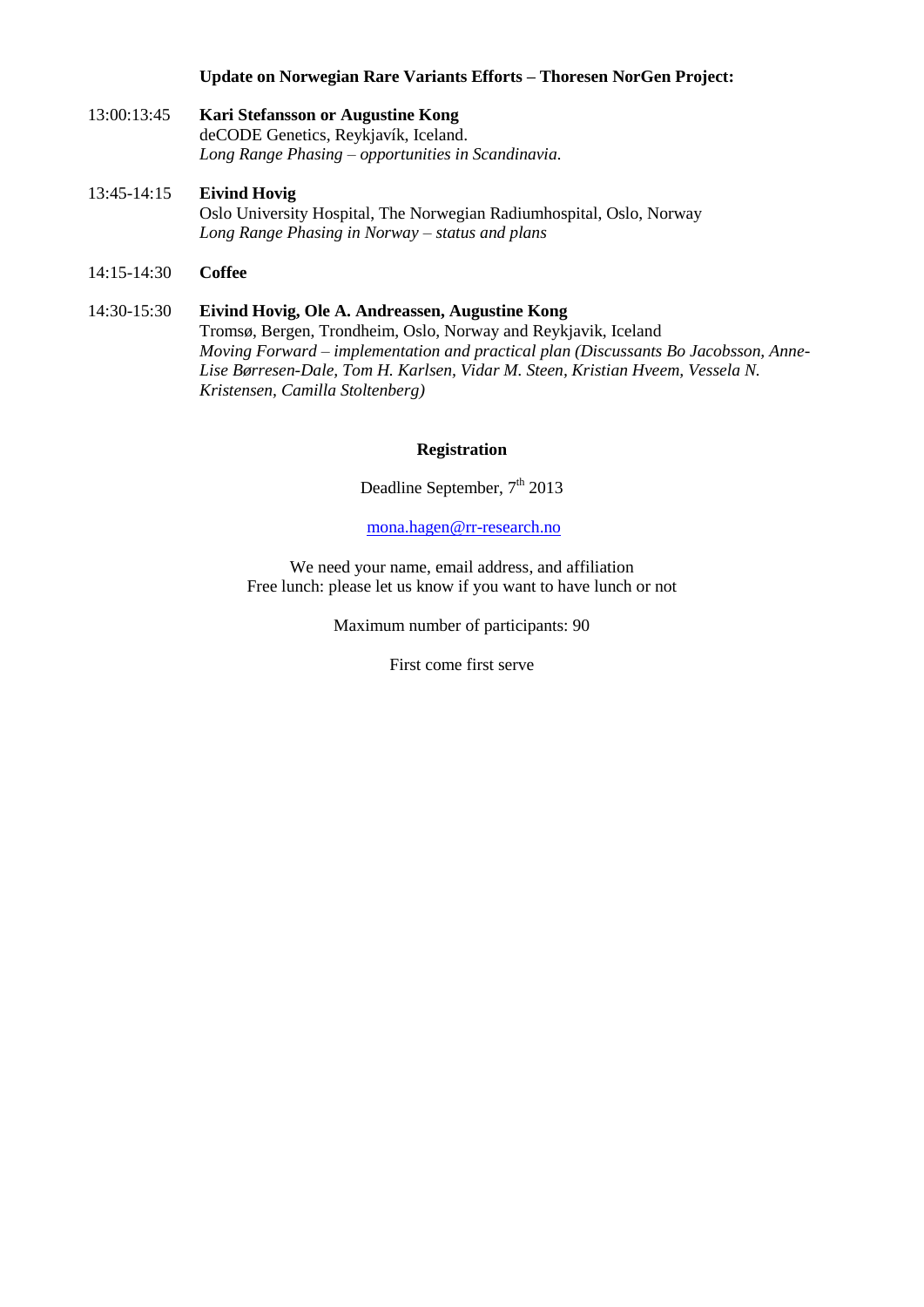**Update on Norwegian Rare Variants Efforts – Thoresen NorGen Project:**

13:00:13:45 **Kari Stefansson or Augustine Kong**
deCODE Genetics, Reykjavík, Iceland.
*Long Range Phasing – opportunities in Scandinavia.*

13:45-14:15 **Eivind Hovig**
Oslo University Hospital, The Norwegian Radiumhospital, Oslo, Norway
*Long Range Phasing in Norway – status and plans*

14:15-14:30 **Coffee**

14:30-15:30 **Eivind Hovig, Ole A. Andreassen, Augustine Kong**
Tromsø, Bergen, Trondheim, Oslo, Norway and Reykjavik, Iceland
*Moving Forward – implementation and practical plan (Discussants Bo Jacobsson, Anne-Lise Børresen-Dale, Tom H. Karlsen, Vidar M. Steen, Kristian Hveem, Vessela N. Kristensen, Camilla Stoltenberg)*

**Registration**

Deadline September, 7th 2013

mona.hagen@rr-research.no

We need your name, email address, and affiliation
Free lunch: please let us know if you want to have lunch or not

Maximum number of participants: 90

First come first serve